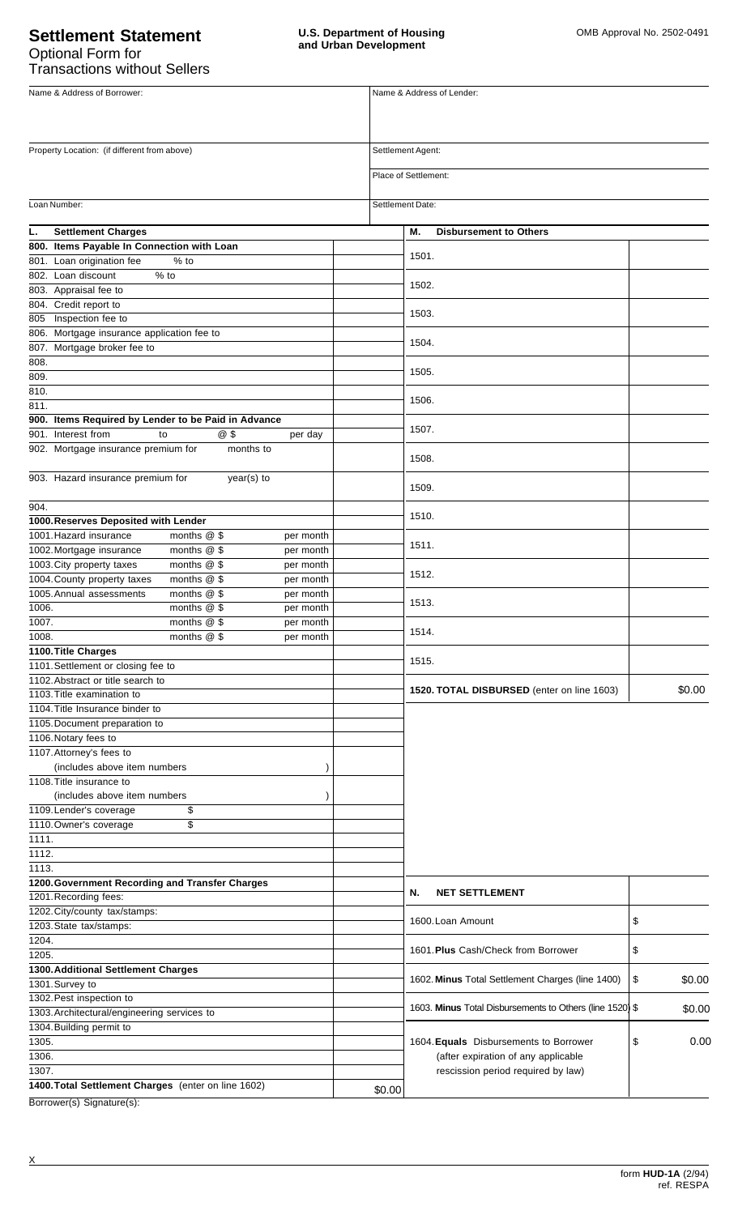# Settlement Statement

Optional Form for Transactions without Sellers

**U.S. Department of Housing and Urban Development**

OMB Approval No. 2502-0491

| Name & Address of Borrower: | Name & Address of Lender: |
|---|---|
| Property Location: (if different from above) | Settlement Agent: |
| | Place of Settlement: |
| Loan Number: | Settlement Date: |

| L. Settlement Charges | |
|---|---|
| **800. Items Payable In Connection with Loan** | |
| 801. Loan origination fee % to | |
| 802. Loan discount % to | |
| 803. Appraisal fee to | |
| 804. Credit report to | |
| 805 Inspection fee to | |
| 806. Mortgage insurance application fee to | |
| 807. Mortgage broker fee to | |
| 808. | |
| 809. | |
| 810. | |
| 811. | |
| **900. Items Required by Lender to be Paid in Advance** | |
| 901. Interest from to @ $ per day | |
| 902. Mortgage insurance premium for months to | |
| 903. Hazard insurance premium for year(s) to | |
| 904. | |
| **1000. Reserves Deposited with Lender** | |
| 1001. Hazard insurance months @ $ per month | |
| 1002. Mortgage insurance months @ $ per month | |
| 1003. City property taxes months @ $ per month | |
| 1004. County property taxes months @ $ per month | |
| 1005. Annual assessments months @ $ per month | |
| 1006. months @ $ per month | |
| 1007. months @ $ per month | |
| 1008. months @ $ per month | |
| **1100. Title Charges** | |
| 1101. Settlement or closing fee to | |
| 1102. Abstract or title search to | |
| 1103. Title examination to | |
| 1104. Title Insurance binder to | |
| 1105. Document preparation to | |
| 1106. Notary fees to | |
| 1107. Attorney's fees to (includes above item numbers ) | |
| 1108. Title insurance to (includes above item numbers ) | |
| 1109. Lender's coverage $ | |
| 1110. Owner's coverage $ | |
| 1111. | |
| 1112. | |
| 1113. | |
| **1200. Government Recording and Transfer Charges** | |
| 1201. Recording fees: | |
| 1202. City/county tax/stamps: | |
| 1203. State tax/stamps: | |
| 1204. | |
| 1205. | |
| **1300. Additional Settlement Charges** | |
| 1301. Survey to | |
| 1302. Pest inspection to | |
| 1303. Architectural/engineering services to | |
| 1304. Building permit to | |
| 1305. | |
| 1306. | |
| 1307. | |
| **1400. Total Settlement Charges** (enter on line 1602) | $0.00 |

| M. Disbursement to Others | |
|---|---|
| 1501. | |
| 1502. | |
| 1503. | |
| 1504. | |
| 1505. | |
| 1506. | |
| 1507. | |
| 1508. | |
| 1509. | |
| 1510. | |
| 1511. | |
| 1512. | |
| 1513. | |
| 1514. | |
| 1515. | |
| **1520. TOTAL DISBURSED** (enter on line 1603) | $0.00 |

| N. NET SETTLEMENT | |
|---|---|
| 1600. Loan Amount | $ |
| 1601. **Plus** Cash/Check from Borrower | $ |
| 1602. **Minus** Total Settlement Charges (line 1400) | $ $0.00 |
| 1603. **Minus** Total Disbursements to Others (line 1520) | $ $0.00 |
| 1604. **Equals** Disbursements to Borrower (after expiration of any applicable rescission period required by law) | $ 0.00 |

Borrower(s) Signature(s):

X

form **HUD-1A** (2/94) ref. RESPA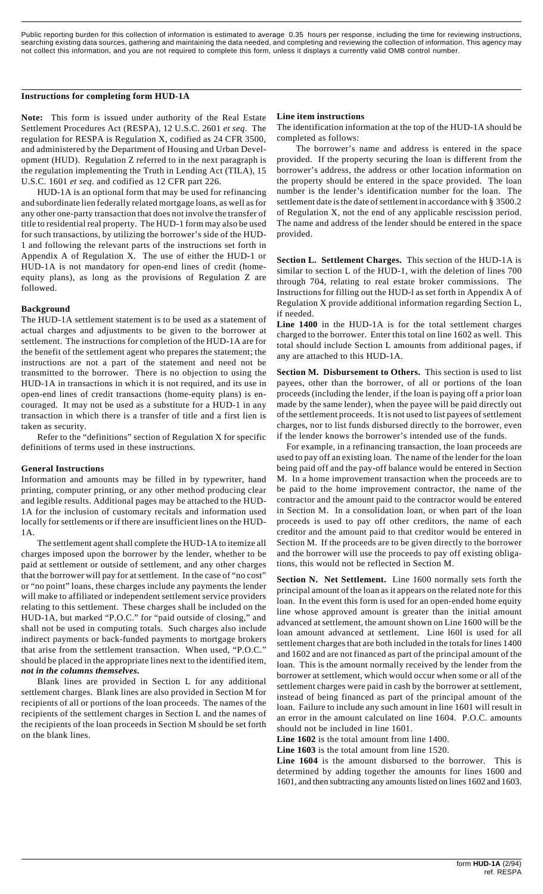Public reporting burden for this collection of information is estimated to average 0.35 hours per response, including the time for reviewing instructions, searching existing data sources, gathering and maintaining the data needed, and completing and reviewing the collection of information. This agency may not collect this information, and you are not required to complete this form, unless it displays a currently valid OMB control number.

## Instructions for completing form HUD-1A

**Note:** This form is issued under authority of the Real Estate Settlement Procedures Act (RESPA), 12 U.S.C. 2601 *et seq*. The regulation for RESPA is Regulation X, codified as 24 CFR 3500, and administered by the Department of Housing and Urban Development (HUD). Regulation Z referred to in the next paragraph is the regulation implementing the Truth in Lending Act (TILA), 15 U.S.C. 1601 *et seq*. and codified as 12 CFR part 226.

HUD-1A is an optional form that may be used for refinancing and subordinate lien federally related mortgage loans, as well as for any other one-party transaction that does not involve the transfer of title to residential real property. The HUD-1 form may also be used for such transactions, by utilizing the borrower's side of the HUD-1 and following the relevant parts of the instructions set forth in Appendix A of Regulation X. The use of either the HUD-1 or HUD-1A is not mandatory for open-end lines of credit (home-equity plans), as long as the provisions of Regulation Z are followed.

### Background

The HUD-1A settlement statement is to be used as a statement of actual charges and adjustments to be given to the borrower at settlement. The instructions for completion of the HUD-1A are for the benefit of the settlement agent who prepares the statement; the instructions are not a part of the statement and need not be transmitted to the borrower. There is no objection to using the HUD-1A in transactions in which it is not required, and its use in open-end lines of credit transactions (home-equity plans) is encouraged. It may not be used as a substitute for a HUD-1 in any transaction in which there is a transfer of title and a first lien is taken as security.

Refer to the "definitions" section of Regulation X for specific definitions of terms used in these instructions.

### General Instructions

Information and amounts may be filled in by typewriter, hand printing, computer printing, or any other method producing clear and legible results. Additional pages may be attached to the HUD-1A for the inclusion of customary recitals and information used locally for settlements or if there are insufficient lines on the HUD-1A.

The settlement agent shall complete the HUD-1A to itemize all charges imposed upon the borrower by the lender, whether to be paid at settlement or outside of settlement, and any other charges that the borrower will pay for at settlement. In the case of "no cost" or "no point" loans, these charges include any payments the lender will make to affiliated or independent settlement service providers relating to this settlement. These charges shall be included on the HUD-1A, but marked "P.O.C." for "paid outside of closing," and shall not be used in computing totals. Such charges also include indirect payments or back-funded payments to mortgage brokers that arise from the settlement transaction. When used, "P.O.C." should be placed in the appropriate lines next to the identified item, ***not in the columns themselves.***

Blank lines are provided in Section L for any additional settlement charges. Blank lines are also provided in Section M for recipients of all or portions of the loan proceeds. The names of the recipients of the settlement charges in Section L and the names of the recipients of the loan proceeds in Section M should be set forth on the blank lines.

### Line item instructions

The identification information at the top of the HUD-1A should be completed as follows:

The borrower's name and address is entered in the space provided. If the property securing the loan is different from the borrower's address, the address or other location information on the property should be entered in the space provided. The loan number is the lender's identification number for the loan. The settlement date is the date of settlement in accordance with § 3500.2 of Regulation X, not the end of any applicable rescission period. The name and address of the lender should be entered in the space provided.

**Section L. Settlement Charges.** This section of the HUD-1A is similar to section L of the HUD-1, with the deletion of lines 700 through 704, relating to real estate broker commissions. The Instructions for filling out the HUD-l as set forth in Appendix A of Regulation X provide additional information regarding Section L, if needed.

**Line 1400** in the HUD-1A is for the total settlement charges charged to the borrower. Enter this total on line 1602 as well. This total should include Section L amounts from additional pages, if any are attached to this HUD-1A.

**Section M. Disbursement to Others.** This section is used to list payees, other than the borrower, of all or portions of the loan proceeds (including the lender, if the loan is paying off a prior loan made by the same lender), when the payee will be paid directly out of the settlement proceeds. It is not used to list payees of settlement charges, nor to list funds disbursed directly to the borrower, even if the lender knows the borrower's intended use of the funds.

For example, in a refinancing transaction, the loan proceeds are used to pay off an existing loan. The name of the lender for the loan being paid off and the pay-off balance would be entered in Section M. In a home improvement transaction when the proceeds are to be paid to the home improvement contractor, the name of the contractor and the amount paid to the contractor would be entered in Section M. In a consolidation loan, or when part of the loan proceeds is used to pay off other creditors, the name of each creditor and the amount paid to that creditor would be entered in Section M. If the proceeds are to be given directly to the borrower and the borrower will use the proceeds to pay off existing obligations, this would not be reflected in Section M.

**Section N. Net Settlement.** Line 1600 normally sets forth the principal amount of the loan as it appears on the related note for this loan. In the event this form is used for an open-ended home equity line whose approved amount is greater than the initial amount advanced at settlement, the amount shown on Line 1600 will be the loan amount advanced at settlement. Line l60l is used for all settlement charges that are both included in the totals for lines 1400 and 1602 and are not financed as part of the principal amount of the loan. This is the amount normally received by the lender from the borrower at settlement, which would occur when some or all of the settlement charges were paid in cash by the borrower at settlement, instead of being financed as part of the principal amount of the loan. Failure to include any such amount in line 1601 will result in an error in the amount calculated on line 1604. P.O.C. amounts should not be included in line 1601.

**Line 1602** is the total amount from line 1400.

**Line 1603** is the total amount from line 1520.

**Line 1604** is the amount disbursed to the borrower. This is determined by adding together the amounts for lines 1600 and 1601, and then subtracting any amounts listed on lines 1602 and 1603.

form **HUD-1A** (2/94)
ref. RESPA